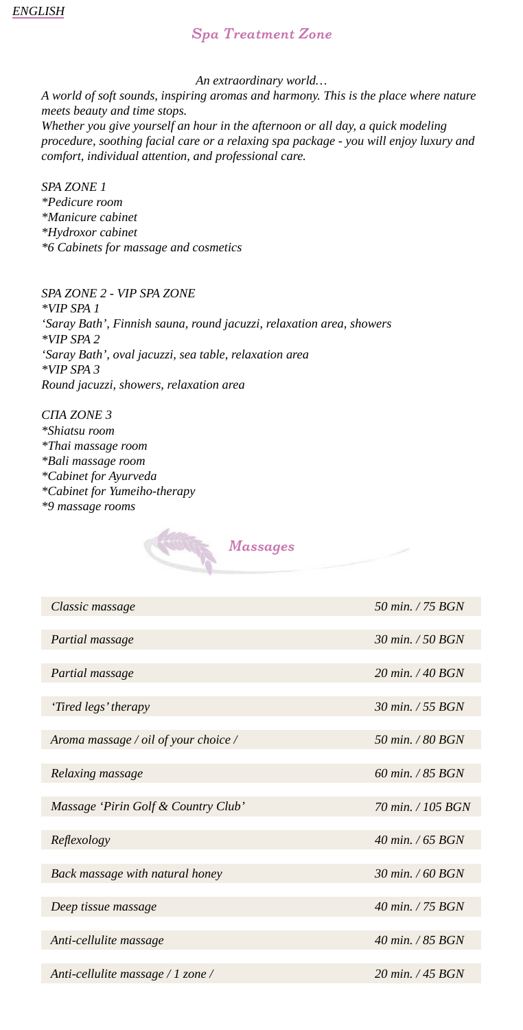*ENGLISH*

## *Spa Treatment Zone*

*An extraordinary world…*

*A world of soft sounds, inspiring aromas and harmony. This is the place where nature meets beauty and time stops.*

*Whether you give yourself an hour in the afternoon or all day, a quick modeling procedure, soothing facial care or a relaxing spa package - you will enjoy luxury and comfort, individual attention, and professional care.*

*SPA ZONE 1*

*\*Pedicure room*
*\*Manicure cabinet*
*\*Hydroxor cabinet*
*\*6 Cabinets for massage and cosmetics*

*SPA ZONE 2 - VIP SPA ZONE*

*\*VIP SPA 1*
*'Saray Bath', Finnish sauna, round jacuzzi, relaxation area, showers*
*\*VIP SPA 2*
*'Saray Bath', oval jacuzzi, sea table, relaxation area*
*\*VIP SPA 3*
*Round jacuzzi, showers, relaxation area*

*СПА ZONE 3*

*\*Shiatsu room*
*\*Thai massage room*
*\*Bali massage room*
*\*Cabinet for Ayurveda*
*\*Cabinet for Yumeiho-therapy*
*\*9 massage rooms*

## *Massages*

| | |
|---|---|
| *Classic massage* | *50 min. / 75 BGN* |
| *Partial massage* | *30 min. / 50 BGN* |
| *Partial massage* | *20 min. / 40 BGN* |
| *'Tired legs' therapy* | *30 min. / 55 BGN* |
| *Aroma massage / oil of your choice /* | *50 min. / 80 BGN* |
| *Relaxing massage* | *60 min. / 85 BGN* |
| *Massage 'Pirin Golf & Country Club'* | *70 min. / 105 BGN* |
| *Reflexology* | *40 min. / 65 BGN* |
| *Back massage with natural honey* | *30 min. / 60 BGN* |
| *Deep tissue massage* | *40 min. / 75 BGN* |
| *Anti-cellulite massage* | *40 min. / 85 BGN* |
| *Anti-cellulite massage / 1 zone /* | *20 min. / 45 BGN* |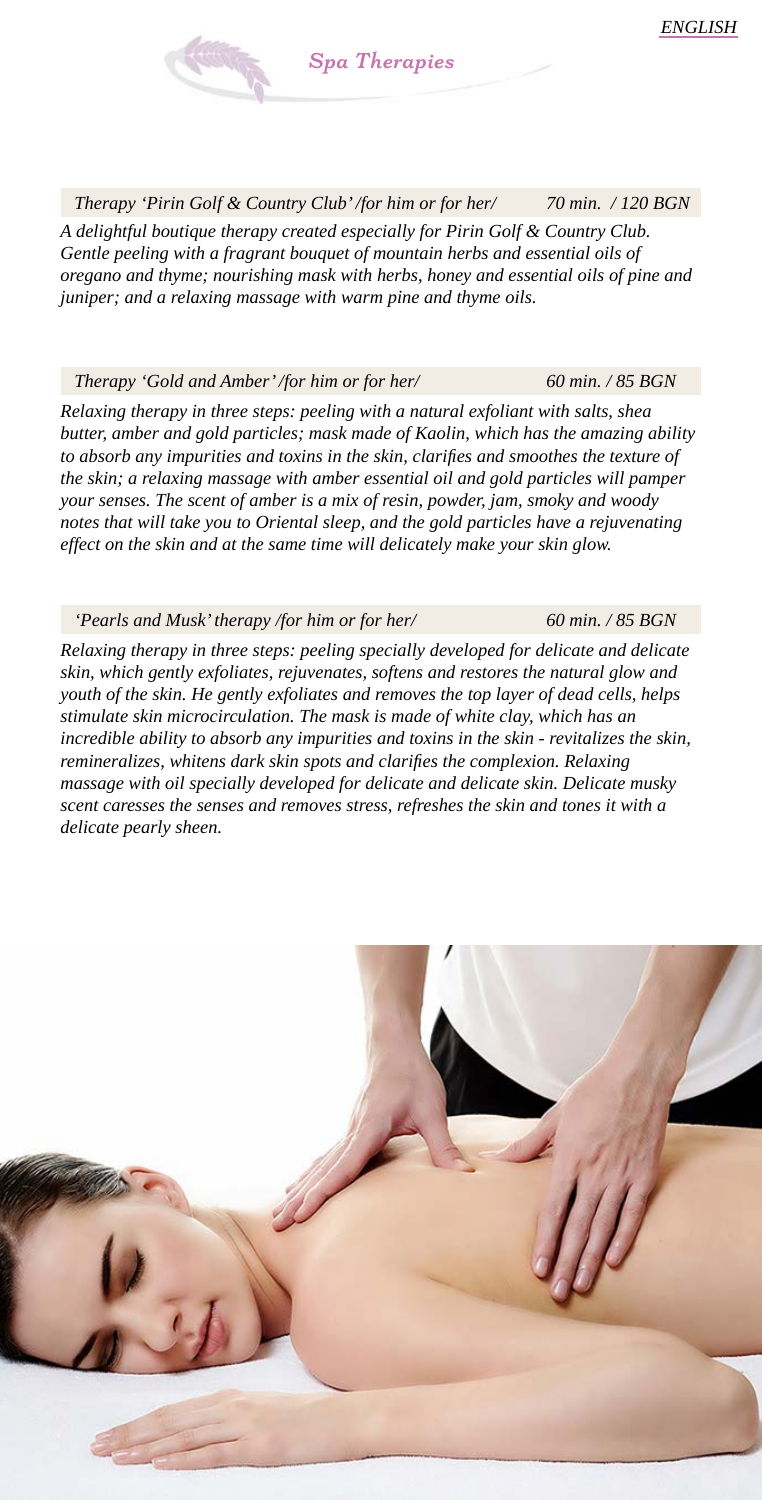## Spa Therapies

**Therapy 'Pirin Golf & Country Club' /for him or for her/** — *70 min. / 120 BGN*

*A delightful boutique therapy created especially for Pirin Golf & Country Club. Gentle peeling with a fragrant bouquet of mountain herbs and essential oils of oregano and thyme; nourishing mask with herbs, honey and essential oils of pine and juniper; and a relaxing massage with warm pine and thyme oils.*

**Therapy 'Gold and Amber' /for him or for her/** — *60 min. / 85 BGN*

*Relaxing therapy in three steps: peeling with a natural exfoliant with salts, shea butter, amber and gold particles; mask made of Kaolin, which has the amazing ability to absorb any impurities and toxins in the skin, clarifies and smoothes the texture of the skin; a relaxing massage with amber essential oil and gold particles will pamper your senses. The scent of amber is a mix of resin, powder, jam, smoky and woody notes that will take you to Oriental sleep, and the gold particles have a rejuvenating effect on the skin and at the same time will delicately make your skin glow.*

**'Pearls and Musk' therapy /for him or for her/** — *60 min. / 85 BGN*

*Relaxing therapy in three steps: peeling specially developed for delicate and delicate skin, which gently exfoliates, rejuvenates, softens and restores the natural glow and youth of the skin. He gently exfoliates and removes the top layer of dead cells, helps stimulate skin microcirculation. The mask is made of white clay, which has an incredible ability to absorb any impurities and toxins in the skin - revitalizes the skin, remineralizes, whitens dark skin spots and clarifies the complexion. Relaxing massage with oil specially developed for delicate and delicate skin. Delicate musky scent caresses the senses and removes stress, refreshes the skin and tones it with a delicate pearly sheen.*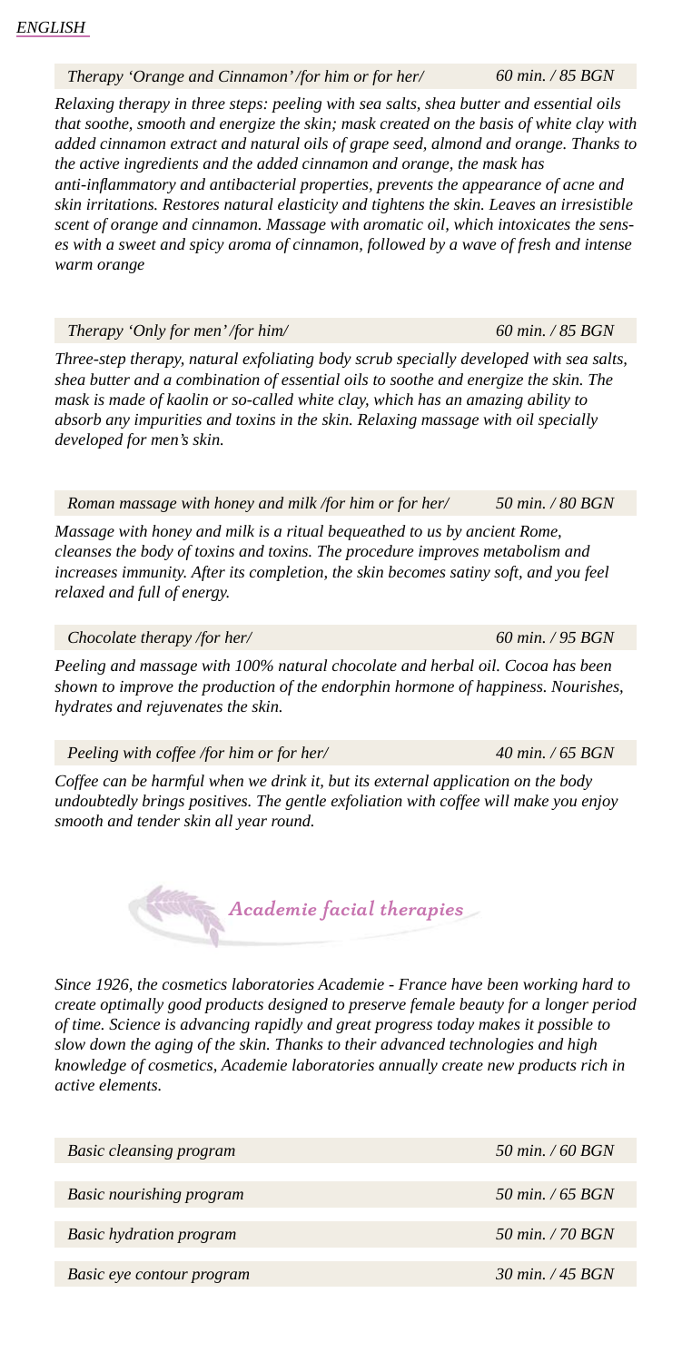*ENGLISH*

| *Therapy 'Orange and Cinnamon' /for him or for her/* | *60 min. / 85 BGN* |
|---|---|

*Relaxing therapy in three steps: peeling with sea salts, shea butter and essential oils that soothe, smooth and energize the skin; mask created on the basis of white clay with added cinnamon extract and natural oils of grape seed, almond and orange. Thanks to the active ingredients and the added cinnamon and orange, the mask has anti-inflammatory and antibacterial properties, prevents the appearance of acne and skin irritations. Restores natural elasticity and tightens the skin. Leaves an irresistible scent of orange and cinnamon. Massage with aromatic oil, which intoxicates the senses with a sweet and spicy aroma of cinnamon, followed by a wave of fresh and intense warm orange*

| *Therapy 'Only for men' /for him/* | *60 min. / 85 BGN* |
|---|---|

*Three-step therapy, natural exfoliating body scrub specially developed with sea salts, shea butter and a combination of essential oils to soothe and energize the skin. The mask is made of kaolin or so-called white clay, which has an amazing ability to absorb any impurities and toxins in the skin. Relaxing massage with oil specially developed for men's skin.*

| *Roman massage with honey and milk /for him or for her/* | *50 min. / 80 BGN* |
|---|---|

*Massage with honey and milk is a ritual bequeathed to us by ancient Rome, cleanses the body of toxins and toxins. The procedure improves metabolism and increases immunity. After its completion, the skin becomes satiny soft, and you feel relaxed and full of energy.*

| *Chocolate therapy /for her/* | *60 min. / 95 BGN* |
|---|---|

*Peeling and massage with 100% natural chocolate and herbal oil. Cocoa has been shown to improve the production of the endorphin hormone of happiness. Nourishes, hydrates and rejuvenates the skin.*

| *Peeling with coffee /for him or for her/* | *40 min. / 65 BGN* |
|---|---|

*Coffee can be harmful when we drink it, but its external application on the body undoubtedly brings positives. The gentle exfoliation with coffee will make you enjoy smooth and tender skin all year round.*

## *Academie facial therapies*

*Since 1926, the cosmetics laboratories Academie - France have been working hard to create optimally good products designed to preserve female beauty for a longer period of time. Science is advancing rapidly and great progress today makes it possible to slow down the aging of the skin. Thanks to their advanced technologies and high knowledge of cosmetics, Academie laboratories annually create new products rich in active elements.*

| *Basic cleansing program* | *50 min. / 60 BGN* |
|---|---|
| *Basic nourishing program* | *50 min. / 65 BGN* |
| *Basic hydration program* | *50 min. / 70 BGN* |
| *Basic eye contour program* | *30 min. / 45 BGN* |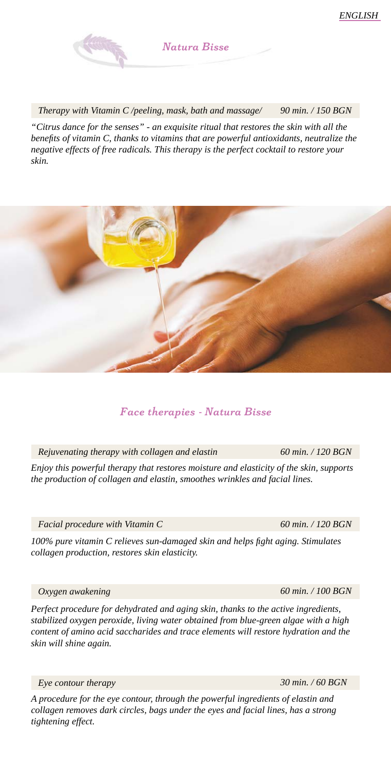*ENGLISH*

## *Natura Bisse*

*Therapy with Vitamin C /peeling, mask, bath and massage/* — *90 min. / 150 BGN*

*"Citrus dance for the senses" - an exquisite ritual that restores the skin with all the benefits of vitamin C, thanks to vitamins that are powerful antioxidants, neutralize the negative effects of free radicals. This therapy is the perfect cocktail to restore your skin.*

## *Face therapies - Natura Bisse*

*Rejuvenating therapy with collagen and elastin* — *60 min. / 120 BGN*

*Enjoy this powerful therapy that restores moisture and elasticity of the skin, supports the production of collagen and elastin, smoothes wrinkles and facial lines.*

*Facial procedure with Vitamin C* — *60 min. / 120 BGN*

*100% pure vitamin C relieves sun-damaged skin and helps fight aging. Stimulates collagen production, restores skin elasticity.*

*Oxygen awakening* — *60 min. / 100 BGN*

*Perfect procedure for dehydrated and aging skin, thanks to the active ingredients, stabilized oxygen peroxide, living water obtained from blue-green algae with a high content of amino acid saccharides and trace elements will restore hydration and the skin will shine again.*

*Eye contour therapy* — *30 min. / 60 BGN*

*A procedure for the eye contour, through the powerful ingredients of elastin and collagen removes dark circles, bags under the eyes and facial lines, has a strong tightening effect.*